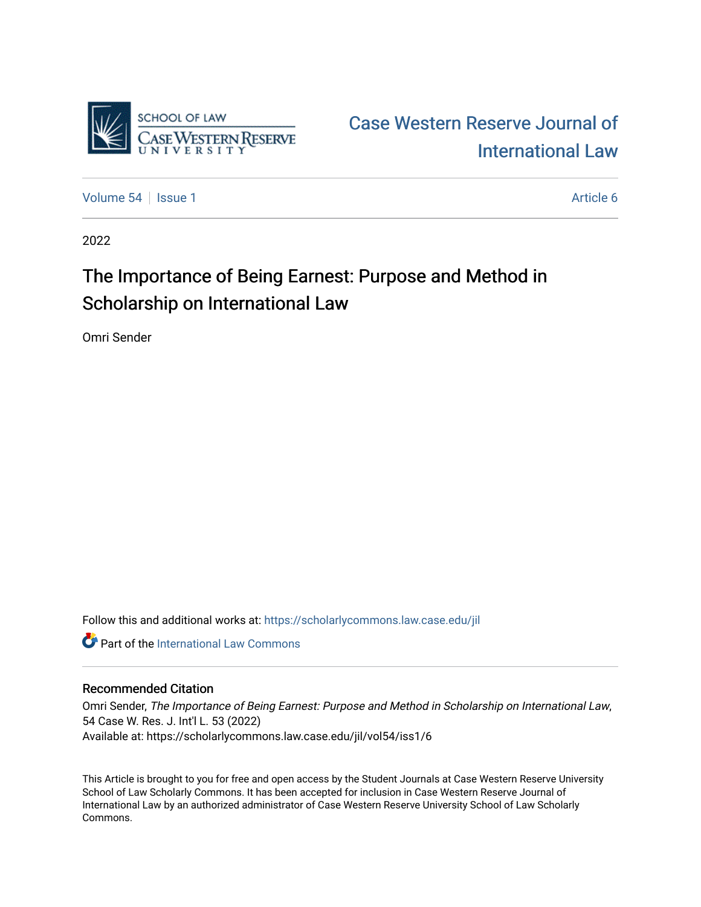Case Western Reserve Journal of International Law

Volume 54 | Issue 1 | Article 6

2022

# The Importance of Being Earnest: Purpose and Method in Scholarship on International Law

Omri Sender

Follow this and additional works at: https://scholarlycommons.law.case.edu/jil

Part of the International Law Commons

## Recommended Citation

Omri Sender, *The Importance of Being Earnest: Purpose and Method in Scholarship on International Law*, 54 Case W. Res. J. Int'l L. 53 (2022)
Available at: https://scholarlycommons.law.case.edu/jil/vol54/iss1/6

This Article is brought to you for free and open access by the Student Journals at Case Western Reserve University School of Law Scholarly Commons. It has been accepted for inclusion in Case Western Reserve Journal of International Law by an authorized administrator of Case Western Reserve University School of Law Scholarly Commons.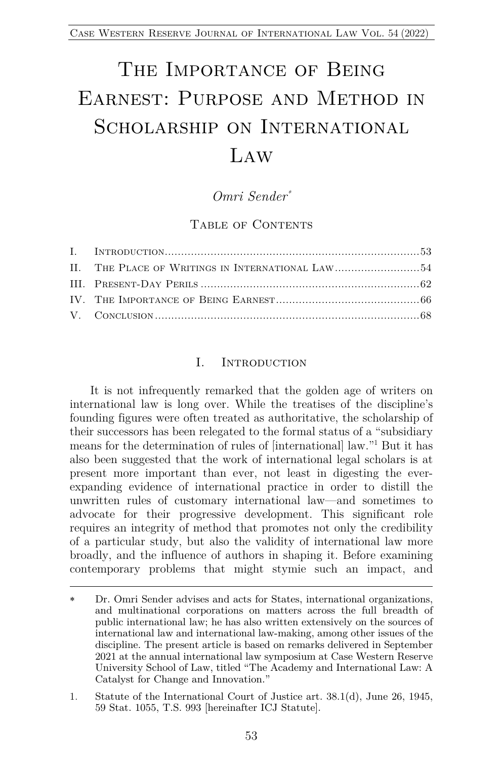# The Importance of Being Earnest: Purpose and Method in Scholarship on International Law

*Omri Sender*[*]

Table of Contents

I. Introduction .......... 53
II. The Place of Writings in International Law .......... 54
III. Present-Day Perils .......... 62
IV. The Importance of Being Earnest .......... 66
V. Conclusion .......... 68

## I. Introduction

It is not infrequently remarked that the golden age of writers on international law is long over. While the treatises of the discipline's founding figures were often treated as authoritative, the scholarship of their successors has been relegated to the formal status of a "subsidiary means for the determination of rules of [international] law."[1] But it has also been suggested that the work of international legal scholars is at present more important than ever, not least in digesting the ever-expanding evidence of international practice in order to distill the unwritten rules of customary international law—and sometimes to advocate for their progressive development. This significant role requires an integrity of method that promotes not only the credibility of a particular study, but also the validity of international law more broadly, and the influence of authors in shaping it. Before examining contemporary problems that might stymie such an impact, and

---

\* Dr. Omri Sender advises and acts for States, international organizations, and multinational corporations on matters across the full breadth of public international law; he has also written extensively on the sources of international law and international law-making, among other issues of the discipline. The present article is based on remarks delivered in September 2021 at the annual international law symposium at Case Western Reserve University School of Law, titled "The Academy and International Law: A Catalyst for Change and Innovation."

1. Statute of the International Court of Justice art. 38.1(d), June 26, 1945, 59 Stat. 1055, T.S. 993 [hereinafter ICJ Statute].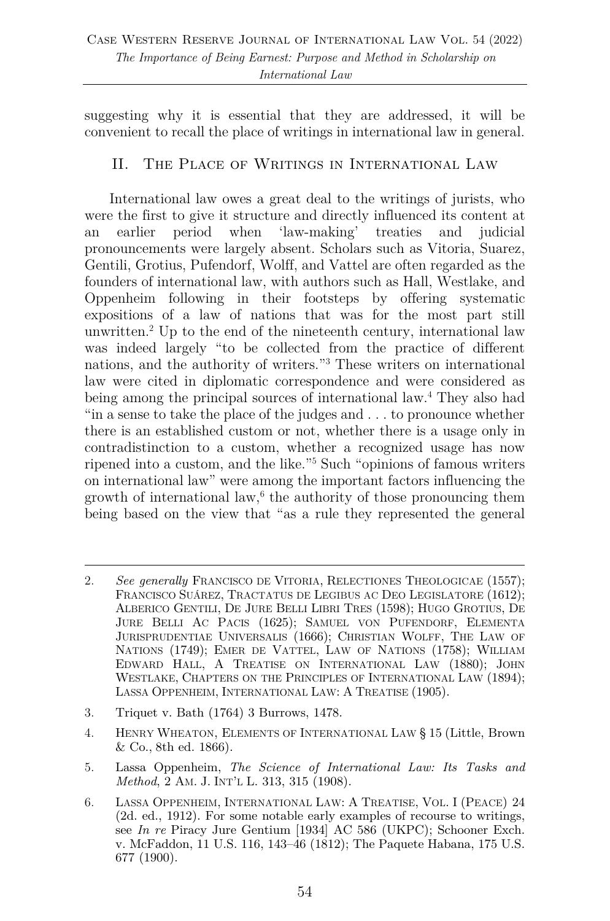suggesting why it is essential that they are addressed, it will be convenient to recall the place of writings in international law in general.

## II. The Place of Writings in International Law

International law owes a great deal to the writings of jurists, who were the first to give it structure and directly influenced its content at an earlier period when 'law-making' treaties and judicial pronouncements were largely absent. Scholars such as Vitoria, Suarez, Gentili, Grotius, Pufendorf, Wolff, and Vattel are often regarded as the founders of international law, with authors such as Hall, Westlake, and Oppenheim following in their footsteps by offering systematic expositions of a law of nations that was for the most part still unwritten.[2] Up to the end of the nineteenth century, international law was indeed largely "to be collected from the practice of different nations, and the authority of writers."[3] These writers on international law were cited in diplomatic correspondence and were considered as being among the principal sources of international law.[4] They also had "in a sense to take the place of the judges and . . . to pronounce whether there is an established custom or not, whether there is a usage only in contradistinction to a custom, whether a recognized usage has now ripened into a custom, and the like."[5] Such "opinions of famous writers on international law" were among the important factors influencing the growth of international law,[6] the authority of those pronouncing them being based on the view that "as a rule they represented the general

---

2. *See generally* Francisco de Vitoria, Relectiones Theologicae (1557); Francisco Suárez, Tractatus de Legibus ac Deo Legislatore (1612); Alberico Gentili, De Jure Belli Libri Tres (1598); Hugo Grotius, De Jure Belli Ac Pacis (1625); Samuel von Pufendorf, Elementa Jurisprudentiae Universalis (1666); Christian Wolff, The Law of Nations (1749); Emer de Vattel, Law of Nations (1758); William Edward Hall, A Treatise on International Law (1880); John Westlake, Chapters on the Principles of International Law (1894); Lassa Oppenheim, International Law: A Treatise (1905).

3. Triquet v. Bath (1764) 3 Burrows, 1478.

4. Henry Wheaton, Elements of International Law § 15 (Little, Brown & Co., 8th ed. 1866).

5. Lassa Oppenheim, *The Science of International Law: Its Tasks and Method*, 2 Am. J. Int'l L. 313, 315 (1908).

6. Lassa Oppenheim, International Law: A Treatise, Vol. I (Peace) 24 (2d. ed., 1912). For some notable early examples of recourse to writings, see *In re* Piracy Jure Gentium [1934] AC 586 (UKPC); Schooner Exch. v. McFaddon, 11 U.S. 116, 143–46 (1812); The Paquete Habana, 175 U.S. 677 (1900).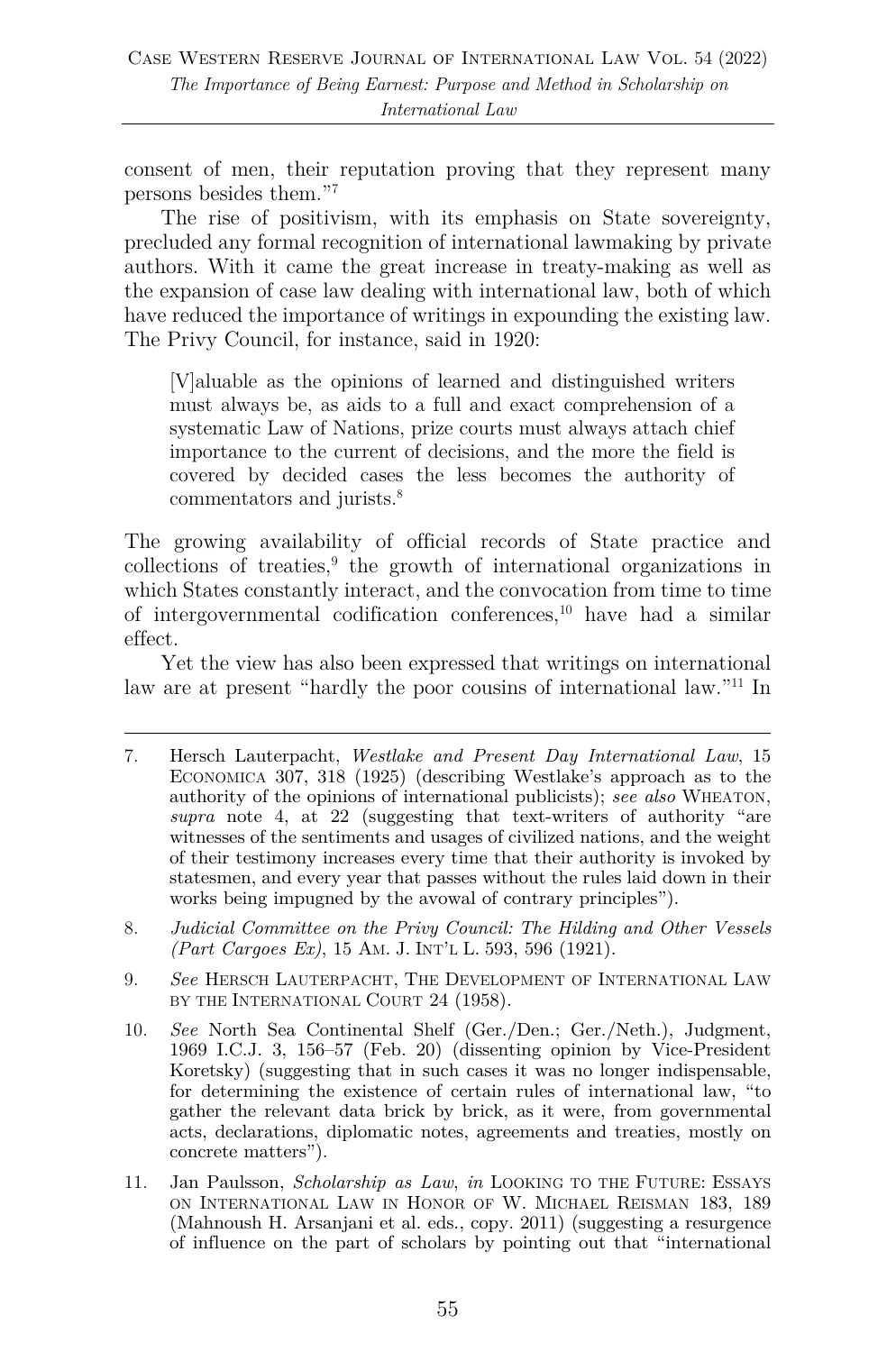consent of men, their reputation proving that they represent many persons besides them."[7]

The rise of positivism, with its emphasis on State sovereignty, precluded any formal recognition of international lawmaking by private authors. With it came the great increase in treaty-making as well as the expansion of case law dealing with international law, both of which have reduced the importance of writings in expounding the existing law. The Privy Council, for instance, said in 1920:

> [V]aluable as the opinions of learned and distinguished writers must always be, as aids to a full and exact comprehension of a systematic Law of Nations, prize courts must always attach chief importance to the current of decisions, and the more the field is covered by decided cases the less becomes the authority of commentators and jurists.[8]

The growing availability of official records of State practice and collections of treaties,[9] the growth of international organizations in which States constantly interact, and the convocation from time to time of intergovernmental codification conferences,[10] have had a similar effect.

Yet the view has also been expressed that writings on international law are at present "hardly the poor cousins of international law."[11] In

---

7. Hersch Lauterpacht, *Westlake and Present Day International Law*, 15 ECONOMICA 307, 318 (1925) (describing Westlake's approach as to the authority of the opinions of international publicists); *see also* WHEATON, *supra* note 4, at 22 (suggesting that text-writers of authority "are witnesses of the sentiments and usages of civilized nations, and the weight of their testimony increases every time that their authority is invoked by statesmen, and every year that passes without the rules laid down in their works being impugned by the avowal of contrary principles").

8. *Judicial Committee on the Privy Council: The Hilding and Other Vessels (Part Cargoes Ex)*, 15 AM. J. INT'L L. 593, 596 (1921).

9. *See* HERSCH LAUTERPACHT, THE DEVELOPMENT OF INTERNATIONAL LAW BY THE INTERNATIONAL COURT 24 (1958).

10. *See* North Sea Continental Shelf (Ger./Den.; Ger./Neth.), Judgment, 1969 I.C.J. 3, 156–57 (Feb. 20) (dissenting opinion by Vice-President Koretsky) (suggesting that in such cases it was no longer indispensable, for determining the existence of certain rules of international law, "to gather the relevant data brick by brick, as it were, from governmental acts, declarations, diplomatic notes, agreements and treaties, mostly on concrete matters").

11. Jan Paulsson, *Scholarship as Law*, *in* LOOKING TO THE FUTURE: ESSAYS ON INTERNATIONAL LAW IN HONOR OF W. MICHAEL REISMAN 183, 189 (Mahnoush H. Arsanjani et al. eds., copy. 2011) (suggesting a resurgence of influence on the part of scholars by pointing out that "international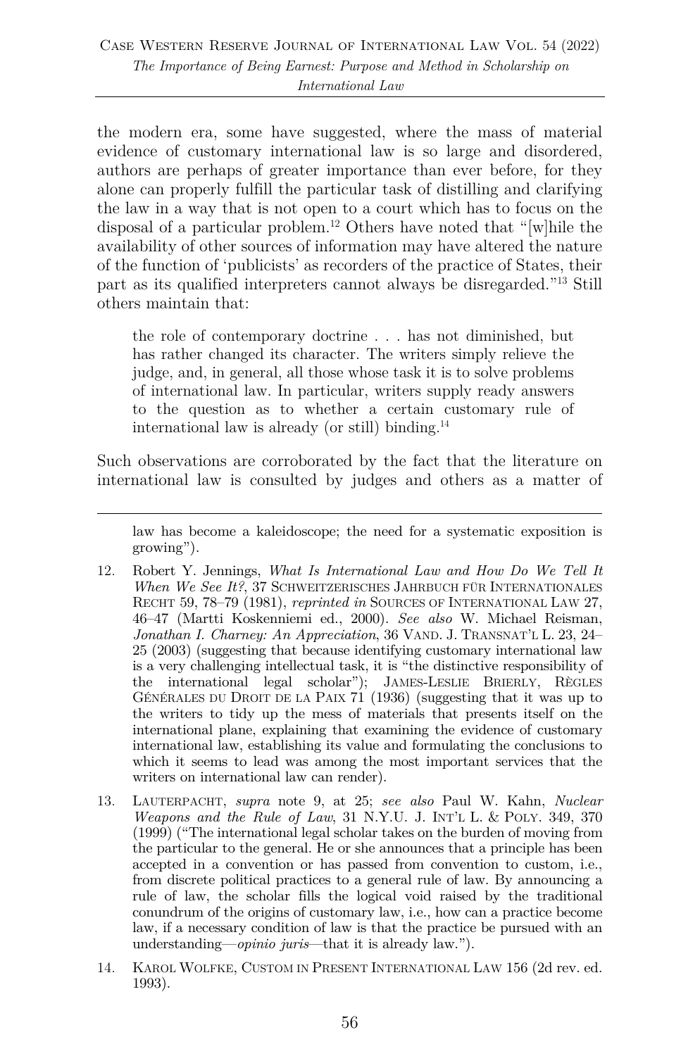the modern era, some have suggested, where the mass of material evidence of customary international law is so large and disordered, authors are perhaps of greater importance than ever before, for they alone can properly fulfill the particular task of distilling and clarifying the law in a way that is not open to a court which has to focus on the disposal of a particular problem.[12] Others have noted that "[w]hile the availability of other sources of information may have altered the nature of the function of 'publicists' as recorders of the practice of States, their part as its qualified interpreters cannot always be disregarded."[13] Still others maintain that:

> the role of contemporary doctrine . . . has not diminished, but has rather changed its character. The writers simply relieve the judge, and, in general, all those whose task it is to solve problems of international law. In particular, writers supply ready answers to the question as to whether a certain customary rule of international law is already (or still) binding.[14]

Such observations are corroborated by the fact that the literature on international law is consulted by judges and others as a matter of

---

law has become a kaleidoscope; the need for a systematic exposition is growing").

12. Robert Y. Jennings, *What Is International Law and How Do We Tell It When We See It?*, 37 SCHWEITZERISCHES JAHRBUCH FÜR INTERNATIONALES RECHT 59, 78–79 (1981), *reprinted in* SOURCES OF INTERNATIONAL LAW 27, 46–47 (Martti Koskenniemi ed., 2000). *See also* W. Michael Reisman, *Jonathan I. Charney: An Appreciation*, 36 VAND. J. TRANSNAT'L L. 23, 24–25 (2003) (suggesting that because identifying customary international law is a very challenging intellectual task, it is "the distinctive responsibility of the international legal scholar"); JAMES-LESLIE BRIERLY, RÈGLES GÉNÉRALES DU DROIT DE LA PAIX 71 (1936) (suggesting that it was up to the writers to tidy up the mess of materials that presents itself on the international plane, explaining that examining the evidence of customary international law, establishing its value and formulating the conclusions to which it seems to lead was among the most important services that the writers on international law can render).

13. LAUTERPACHT, *supra* note 9, at 25; *see also* Paul W. Kahn, *Nuclear Weapons and the Rule of Law*, 31 N.Y.U. J. INT'L L. & POLY. 349, 370 (1999) ("The international legal scholar takes on the burden of moving from the particular to the general. He or she announces that a principle has been accepted in a convention or has passed from convention to custom, i.e., from discrete political practices to a general rule of law. By announcing a rule of law, the scholar fills the logical void raised by the traditional conundrum of the origins of customary law, i.e., how can a practice become law, if a necessary condition of law is that the practice be pursued with an understanding—*opinio juris*—that it is already law.").

14. KAROL WOLFKE, CUSTOM IN PRESENT INTERNATIONAL LAW 156 (2d rev. ed. 1993).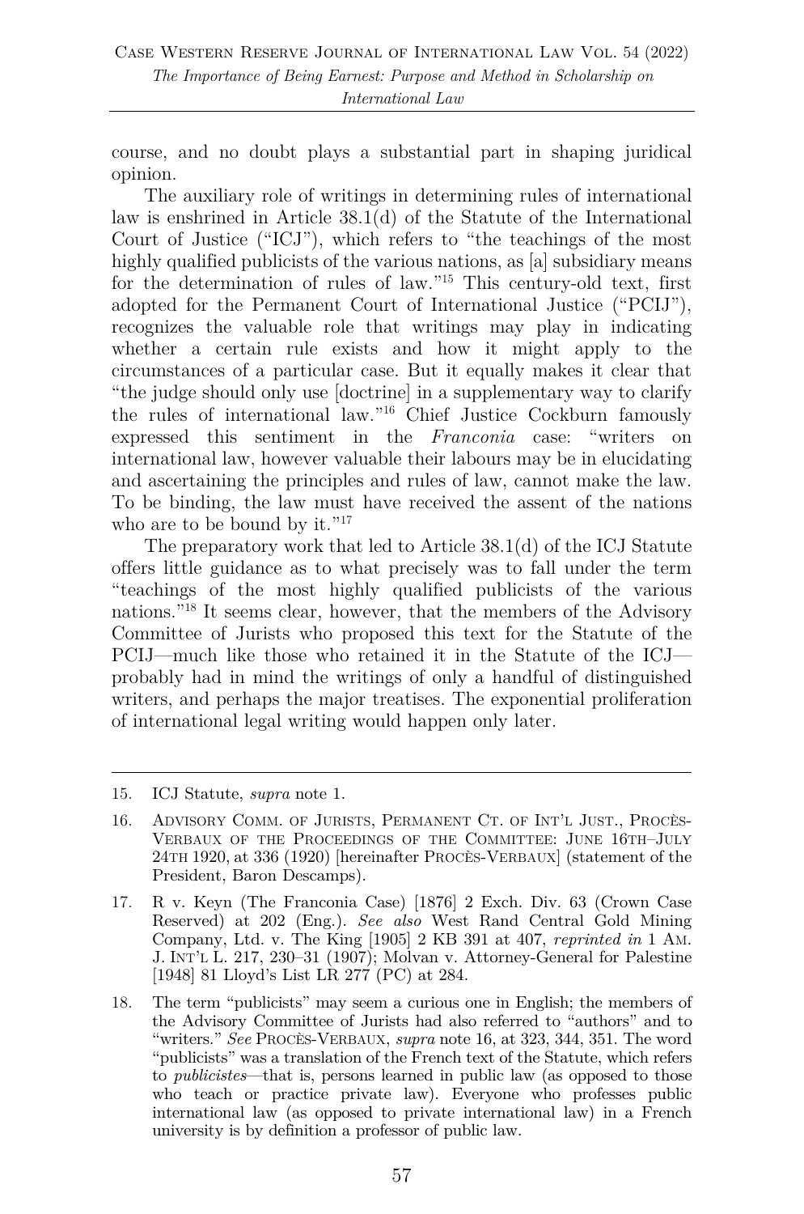course, and no doubt plays a substantial part in shaping juridical opinion.

The auxiliary role of writings in determining rules of international law is enshrined in Article 38.1(d) of the Statute of the International Court of Justice ("ICJ"), which refers to "the teachings of the most highly qualified publicists of the various nations, as [a] subsidiary means for the determination of rules of law."[15] This century-old text, first adopted for the Permanent Court of International Justice ("PCIJ"), recognizes the valuable role that writings may play in indicating whether a certain rule exists and how it might apply to the circumstances of a particular case. But it equally makes it clear that "the judge should only use [doctrine] in a supplementary way to clarify the rules of international law."[16] Chief Justice Cockburn famously expressed this sentiment in the *Franconia* case: "writers on international law, however valuable their labours may be in elucidating and ascertaining the principles and rules of law, cannot make the law. To be binding, the law must have received the assent of the nations who are to be bound by it."[17]

The preparatory work that led to Article 38.1(d) of the ICJ Statute offers little guidance as to what precisely was to fall under the term "teachings of the most highly qualified publicists of the various nations."[18] It seems clear, however, that the members of the Advisory Committee of Jurists who proposed this text for the Statute of the PCIJ—much like those who retained it in the Statute of the ICJ—probably had in mind the writings of only a handful of distinguished writers, and perhaps the major treatises. The exponential proliferation of international legal writing would happen only later.

---

15. ICJ Statute, *supra* note 1.

16. Advisory Comm. of Jurists, Permanent Ct. of Int'l Just., Procès-Verbaux of the Proceedings of the Committee: June 16th–July 24th 1920, at 336 (1920) [hereinafter Procès-Verbaux] (statement of the President, Baron Descamps).

17. R v. Keyn (The Franconia Case) [1876] 2 Exch. Div. 63 (Crown Case Reserved) at 202 (Eng.). *See also* West Rand Central Gold Mining Company, Ltd. v. The King [1905] 2 KB 391 at 407, *reprinted in* 1 Am. J. Int'l L. 217, 230–31 (1907); Molvan v. Attorney-General for Palestine [1948] 81 Lloyd's List LR 277 (PC) at 284.

18. The term "publicists" may seem a curious one in English; the members of the Advisory Committee of Jurists had also referred to "authors" and to "writers." *See* Procès-Verbaux, *supra* note 16, at 323, 344, 351. The word "publicists" was a translation of the French text of the Statute, which refers to *publicistes*—that is, persons learned in public law (as opposed to those who teach or practice private law). Everyone who professes public international law (as opposed to private international law) in a French university is by definition a professor of public law.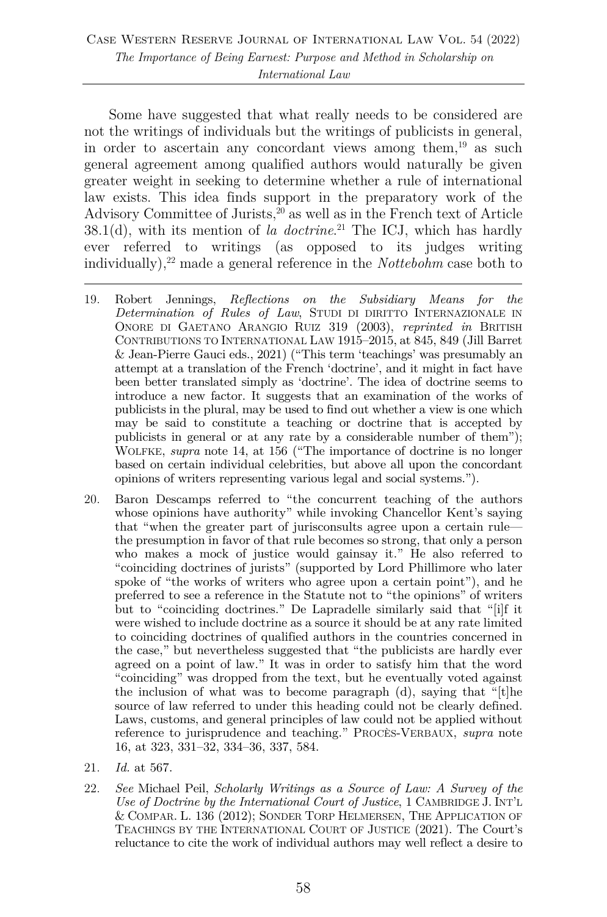Some have suggested that what really needs to be considered are not the writings of individuals but the writings of publicists in general, in order to ascertain any concordant views among them,[19] as such general agreement among qualified authors would naturally be given greater weight in seeking to determine whether a rule of international law exists. This idea finds support in the preparatory work of the Advisory Committee of Jurists,[20] as well as in the French text of Article 38.1(d), with its mention of *la doctrine*.[21] The ICJ, which has hardly ever referred to writings (as opposed to its judges writing individually),[22] made a general reference in the *Nottebohm* case both to

---

19. Robert Jennings, *Reflections on the Subsidiary Means for the Determination of Rules of Law*, STUDI DI DIRITTO INTERNAZIONALE IN ONORE DI GAETANO ARANGIO RUIZ 319 (2003), *reprinted in* BRITISH CONTRIBUTIONS TO INTERNATIONAL LAW 1915–2015, at 845, 849 (Jill Barret & Jean-Pierre Gauci eds., 2021) ("This term 'teachings' was presumably an attempt at a translation of the French 'doctrine', and it might in fact have been better translated simply as 'doctrine'. The idea of doctrine seems to introduce a new factor. It suggests that an examination of the works of publicists in the plural, may be used to find out whether a view is one which may be said to constitute a teaching or doctrine that is accepted by publicists in general or at any rate by a considerable number of them"); WOLFKE, *supra* note 14, at 156 ("The importance of doctrine is no longer based on certain individual celebrities, but above all upon the concordant opinions of writers representing various legal and social systems.").

20. Baron Descamps referred to "the concurrent teaching of the authors whose opinions have authority" while invoking Chancellor Kent's saying that "when the greater part of jurisconsults agree upon a certain rule—the presumption in favor of that rule becomes so strong, that only a person who makes a mock of justice would gainsay it." He also referred to "coinciding doctrines of jurists" (supported by Lord Phillimore who later spoke of "the works of writers who agree upon a certain point"), and he preferred to see a reference in the Statute not to "the opinions" of writers but to "coinciding doctrines." De Lapradelle similarly said that "[i]f it were wished to include doctrine as a source it should be at any rate limited to coinciding doctrines of qualified authors in the countries concerned in the case," but nevertheless suggested that "the publicists are hardly ever agreed on a point of law." It was in order to satisfy him that the word "coinciding" was dropped from the text, but he eventually voted against the inclusion of what was to become paragraph (d), saying that "[t]he source of law referred to under this heading could not be clearly defined. Laws, customs, and general principles of law could not be applied without reference to jurisprudence and teaching." PROCÈS-VERBAUX, *supra* note 16, at 323, 331–32, 334–36, 337, 584.

21. *Id.* at 567.

22. *See* Michael Peil, *Scholarly Writings as a Source of Law: A Survey of the Use of Doctrine by the International Court of Justice*, 1 CAMBRIDGE J. INT'L & COMPAR. L. 136 (2012); SONDER TORP HELMERSEN, THE APPLICATION OF TEACHINGS BY THE INTERNATIONAL COURT OF JUSTICE (2021). The Court's reluctance to cite the work of individual authors may well reflect a desire to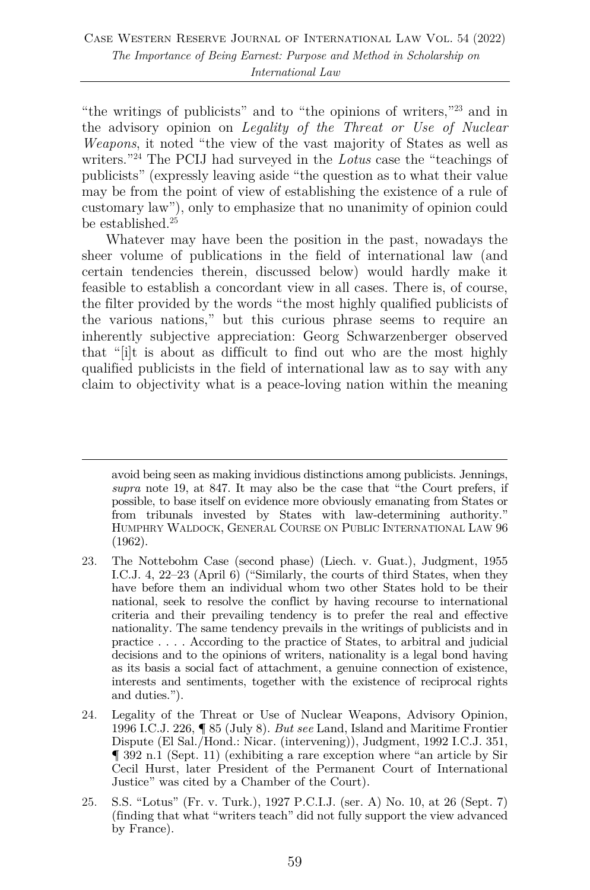"the writings of publicists" and to "the opinions of writers,"[23] and in the advisory opinion on *Legality of the Threat or Use of Nuclear Weapons*, it noted "the view of the vast majority of States as well as writers."[24] The PCIJ had surveyed in the *Lotus* case the "teachings of publicists" (expressly leaving aside "the question as to what their value may be from the point of view of establishing the existence of a rule of customary law"), only to emphasize that no unanimity of opinion could be established.[25]

Whatever may have been the position in the past, nowadays the sheer volume of publications in the field of international law (and certain tendencies therein, discussed below) would hardly make it feasible to establish a concordant view in all cases. There is, of course, the filter provided by the words "the most highly qualified publicists of the various nations," but this curious phrase seems to require an inherently subjective appreciation: Georg Schwarzenberger observed that "[i]t is about as difficult to find out who are the most highly qualified publicists in the field of international law as to say with any claim to objectivity what is a peace-loving nation within the meaning

---

avoid being seen as making invidious distinctions among publicists. Jennings, *supra* note 19, at 847. It may also be the case that "the Court prefers, if possible, to base itself on evidence more obviously emanating from States or from tribunals invested by States with law-determining authority." HUMPHRY WALDOCK, GENERAL COURSE ON PUBLIC INTERNATIONAL LAW 96 (1962).

23. The Nottebohm Case (second phase) (Liech. v. Guat.), Judgment, 1955 I.C.J. 4, 22–23 (April 6) ("Similarly, the courts of third States, when they have before them an individual whom two other States hold to be their national, seek to resolve the conflict by having recourse to international criteria and their prevailing tendency is to prefer the real and effective nationality. The same tendency prevails in the writings of publicists and in practice . . . . According to the practice of States, to arbitral and judicial decisions and to the opinions of writers, nationality is a legal bond having as its basis a social fact of attachment, a genuine connection of existence, interests and sentiments, together with the existence of reciprocal rights and duties.").

24. Legality of the Threat or Use of Nuclear Weapons, Advisory Opinion, 1996 I.C.J. 226, ¶ 85 (July 8). *But see* Land, Island and Maritime Frontier Dispute (El Sal./Hond.: Nicar. (intervening)), Judgment, 1992 I.C.J. 351, ¶ 392 n.1 (Sept. 11) (exhibiting a rare exception where "an article by Sir Cecil Hurst, later President of the Permanent Court of International Justice" was cited by a Chamber of the Court).

25. S.S. "Lotus" (Fr. v. Turk.), 1927 P.C.I.J. (ser. A) No. 10, at 26 (Sept. 7) (finding that what "writers teach" did not fully support the view advanced by France).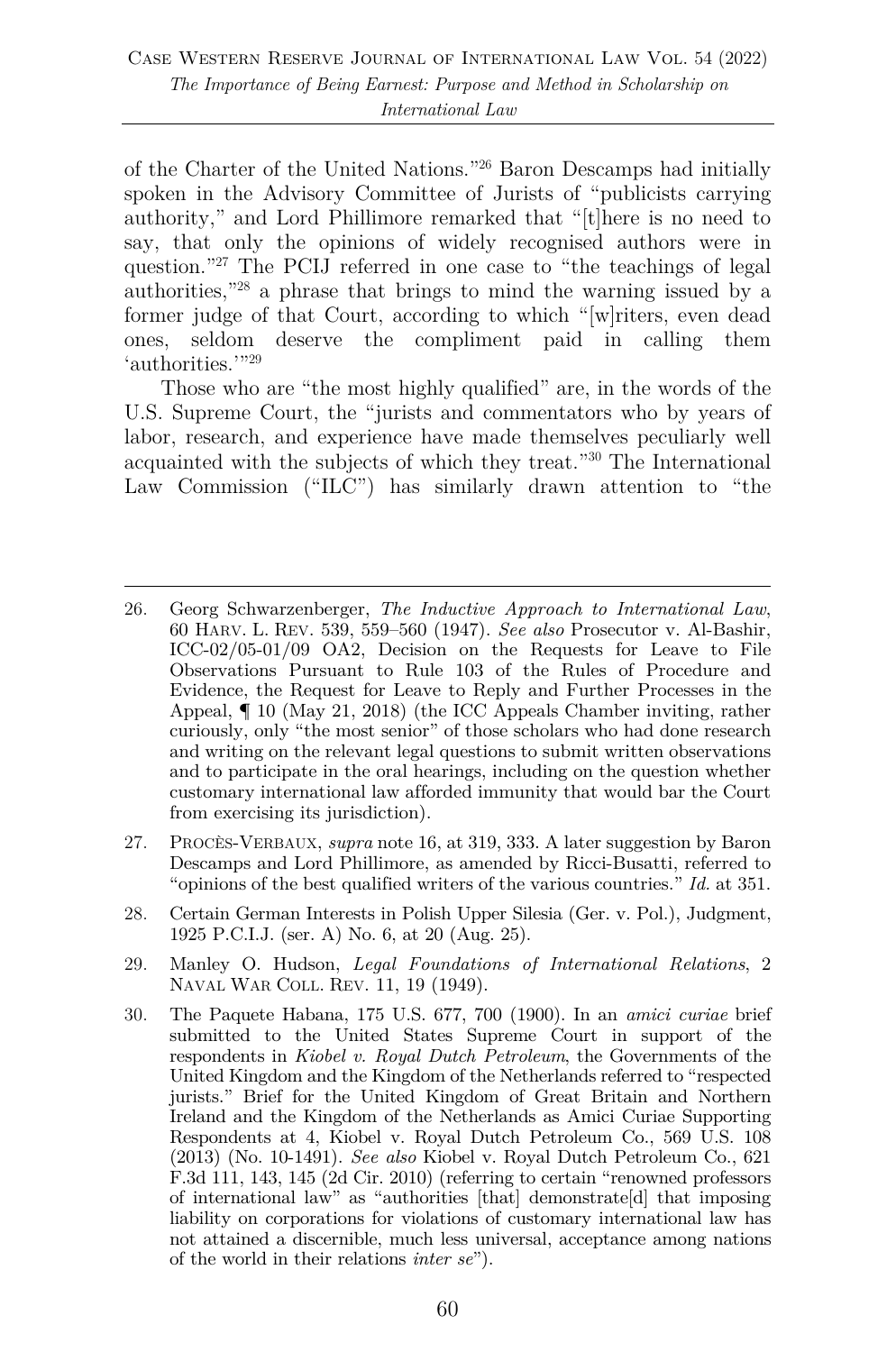of the Charter of the United Nations."[26] Baron Descamps had initially spoken in the Advisory Committee of Jurists of "publicists carrying authority," and Lord Phillimore remarked that "[t]here is no need to say, that only the opinions of widely recognised authors were in question."[27] The PCIJ referred in one case to "the teachings of legal authorities,"[28] a phrase that brings to mind the warning issued by a former judge of that Court, according to which "[w]riters, even dead ones, seldom deserve the compliment paid in calling them 'authorities.'"[29]

Those who are "the most highly qualified" are, in the words of the U.S. Supreme Court, the "jurists and commentators who by years of labor, research, and experience have made themselves peculiarly well acquainted with the subjects of which they treat."[30] The International Law Commission ("ILC") has similarly drawn attention to "the

---

26. Georg Schwarzenberger, *The Inductive Approach to International Law*, 60 HARV. L. REV. 539, 559–560 (1947). *See also* Prosecutor v. Al-Bashir, ICC-02/05-01/09 OA2, Decision on the Requests for Leave to File Observations Pursuant to Rule 103 of the Rules of Procedure and Evidence, the Request for Leave to Reply and Further Processes in the Appeal, ¶ 10 (May 21, 2018) (the ICC Appeals Chamber inviting, rather curiously, only "the most senior" of those scholars who had done research and writing on the relevant legal questions to submit written observations and to participate in the oral hearings, including on the question whether customary international law afforded immunity that would bar the Court from exercising its jurisdiction).

27. PROCÈS-VERBAUX, *supra* note 16, at 319, 333. A later suggestion by Baron Descamps and Lord Phillimore, as amended by Ricci-Busatti, referred to "opinions of the best qualified writers of the various countries." *Id.* at 351.

28. Certain German Interests in Polish Upper Silesia (Ger. v. Pol.), Judgment, 1925 P.C.I.J. (ser. A) No. 6, at 20 (Aug. 25).

29. Manley O. Hudson, *Legal Foundations of International Relations*, 2 NAVAL WAR COLL. REV. 11, 19 (1949).

30. The Paquete Habana, 175 U.S. 677, 700 (1900). In an *amici curiae* brief submitted to the United States Supreme Court in support of the respondents in *Kiobel v. Royal Dutch Petroleum*, the Governments of the United Kingdom and the Kingdom of the Netherlands referred to "respected jurists." Brief for the United Kingdom of Great Britain and Northern Ireland and the Kingdom of the Netherlands as Amici Curiae Supporting Respondents at 4, Kiobel v. Royal Dutch Petroleum Co., 569 U.S. 108 (2013) (No. 10-1491). *See also* Kiobel v. Royal Dutch Petroleum Co., 621 F.3d 111, 143, 145 (2d Cir. 2010) (referring to certain "renowned professors of international law" as "authorities [that] demonstrate[d] that imposing liability on corporations for violations of customary international law has not attained a discernible, much less universal, acceptance among nations of the world in their relations *inter se*").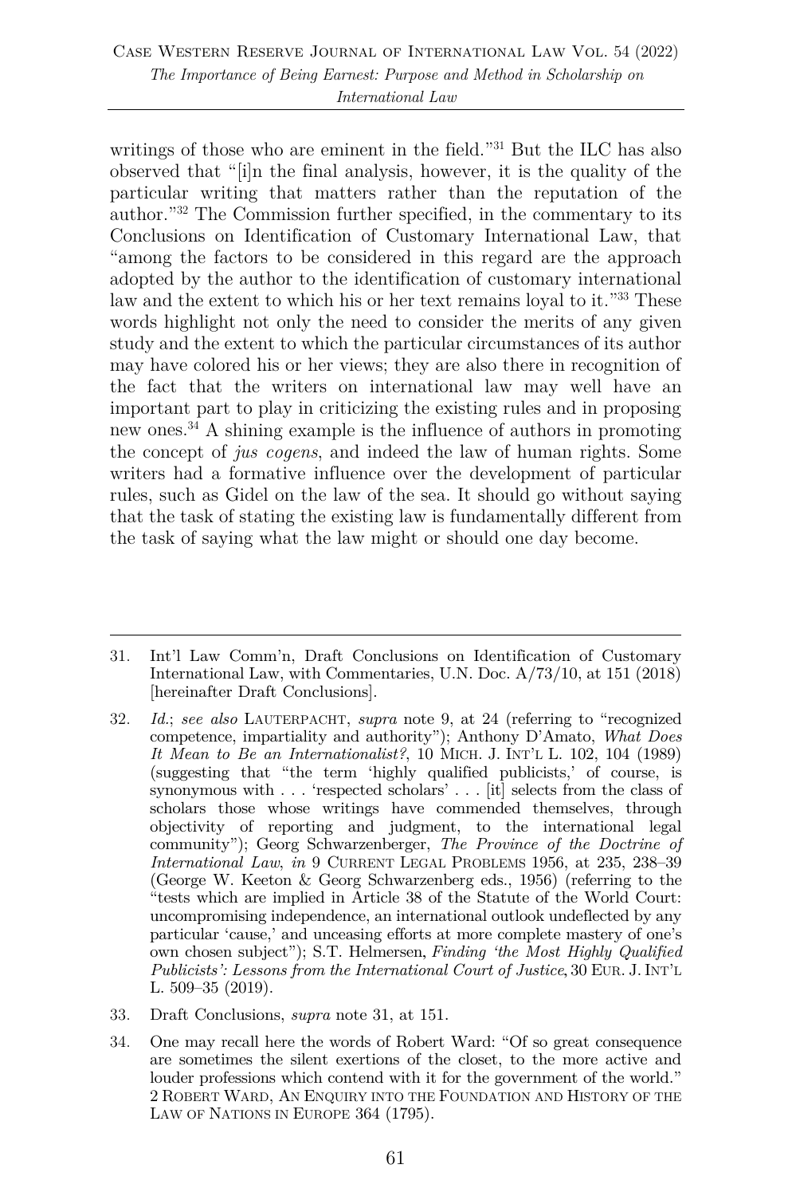writings of those who are eminent in the field."[31] But the ILC has also observed that "[i]n the final analysis, however, it is the quality of the particular writing that matters rather than the reputation of the author."[32] The Commission further specified, in the commentary to its Conclusions on Identification of Customary International Law, that "among the factors to be considered in this regard are the approach adopted by the author to the identification of customary international law and the extent to which his or her text remains loyal to it."[33] These words highlight not only the need to consider the merits of any given study and the extent to which the particular circumstances of its author may have colored his or her views; they are also there in recognition of the fact that the writers on international law may well have an important part to play in criticizing the existing rules and in proposing new ones.[34] A shining example is the influence of authors in promoting the concept of *jus cogens*, and indeed the law of human rights. Some writers had a formative influence over the development of particular rules, such as Gidel on the law of the sea. It should go without saying that the task of stating the existing law is fundamentally different from the task of saying what the law might or should one day become.

---

31. Int'l Law Comm'n, Draft Conclusions on Identification of Customary International Law, with Commentaries, U.N. Doc. A/73/10, at 151 (2018) [hereinafter Draft Conclusions].

32. *Id.*; *see also* LAUTERPACHT, *supra* note 9, at 24 (referring to "recognized competence, impartiality and authority"); Anthony D'Amato, *What Does It Mean to Be an Internationalist?*, 10 MICH. J. INT'L L. 102, 104 (1989) (suggesting that "the term 'highly qualified publicists,' of course, is synonymous with . . . 'respected scholars' . . . [it] selects from the class of scholars those whose writings have commended themselves, through objectivity of reporting and judgment, to the international legal community"); Georg Schwarzenberger, *The Province of the Doctrine of International Law*, *in* 9 CURRENT LEGAL PROBLEMS 1956, at 235, 238–39 (George W. Keeton & Georg Schwarzenberg eds., 1956) (referring to the "tests which are implied in Article 38 of the Statute of the World Court: uncompromising independence, an international outlook undeflected by any particular 'cause,' and unceasing efforts at more complete mastery of one's own chosen subject"); S.T. Helmersen, *Finding 'the Most Highly Qualified Publicists': Lessons from the International Court of Justice*, 30 EUR. J. INT'L L. 509–35 (2019).

33. Draft Conclusions, *supra* note 31, at 151.

34. One may recall here the words of Robert Ward: "Of so great consequence are sometimes the silent exertions of the closet, to the more active and louder professions which contend with it for the government of the world." 2 ROBERT WARD, AN ENQUIRY INTO THE FOUNDATION AND HISTORY OF THE LAW OF NATIONS IN EUROPE 364 (1795).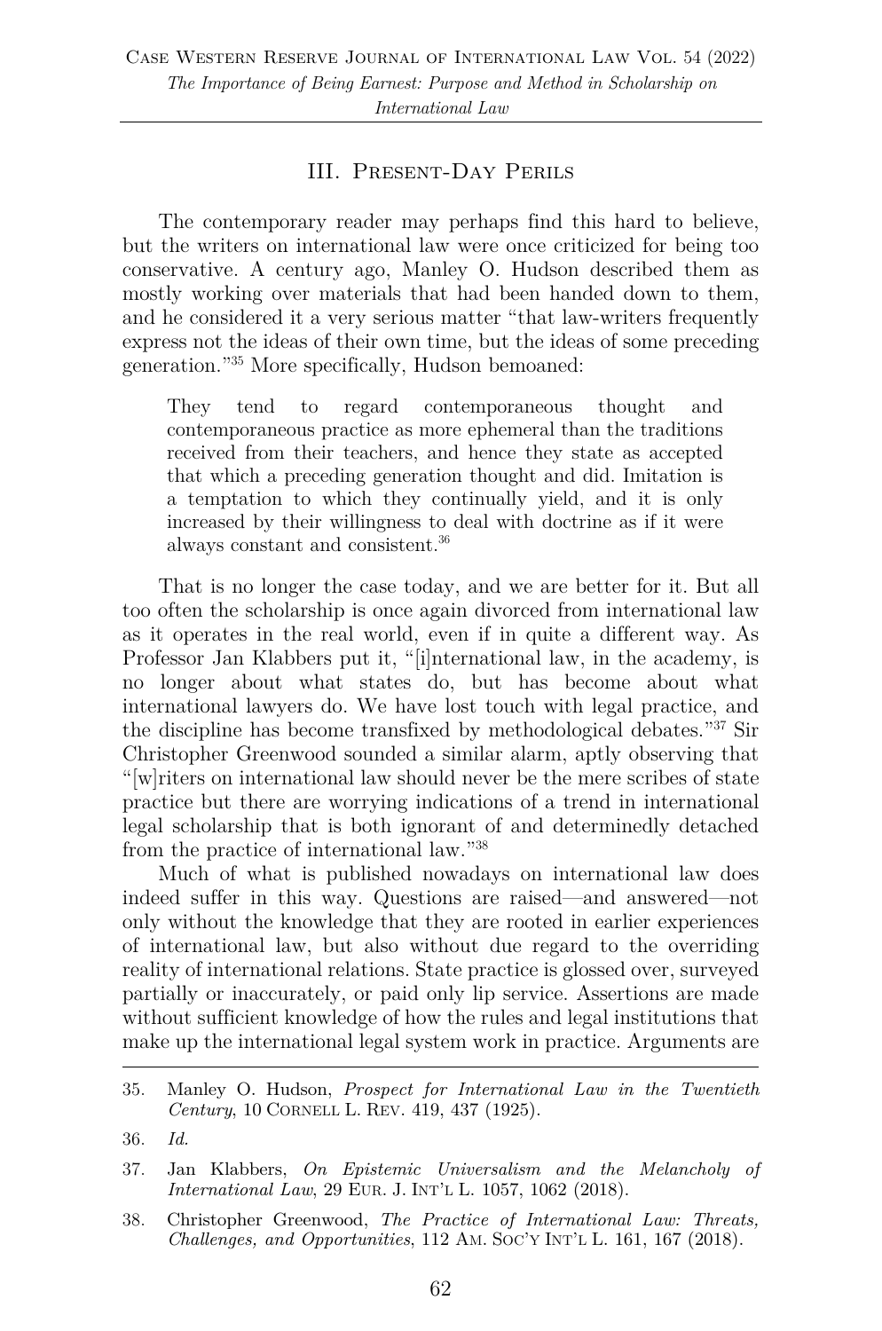## III. Present-Day Perils

The contemporary reader may perhaps find this hard to believe, but the writers on international law were once criticized for being too conservative. A century ago, Manley O. Hudson described them as mostly working over materials that had been handed down to them, and he considered it a very serious matter "that law-writers frequently express not the ideas of their own time, but the ideas of some preceding generation."[35] More specifically, Hudson bemoaned:

> They tend to regard contemporaneous thought and contemporaneous practice as more ephemeral than the traditions received from their teachers, and hence they state as accepted that which a preceding generation thought and did. Imitation is a temptation to which they continually yield, and it is only increased by their willingness to deal with doctrine as if it were always constant and consistent.[36]

That is no longer the case today, and we are better for it. But all too often the scholarship is once again divorced from international law as it operates in the real world, even if in quite a different way. As Professor Jan Klabbers put it, "[i]nternational law, in the academy, is no longer about what states do, but has become about what international lawyers do. We have lost touch with legal practice, and the discipline has become transfixed by methodological debates."[37] Sir Christopher Greenwood sounded a similar alarm, aptly observing that "[w]riters on international law should never be the mere scribes of state practice but there are worrying indications of a trend in international legal scholarship that is both ignorant of and determinedly detached from the practice of international law."[38]

Much of what is published nowadays on international law does indeed suffer in this way. Questions are raised—and answered—not only without the knowledge that they are rooted in earlier experiences of international law, but also without due regard to the overriding reality of international relations. State practice is glossed over, surveyed partially or inaccurately, or paid only lip service. Assertions are made without sufficient knowledge of how the rules and legal institutions that make up the international legal system work in practice. Arguments are

---

35. Manley O. Hudson, *Prospect for International Law in the Twentieth Century*, 10 Cornell L. Rev. 419, 437 (1925).

36. *Id.*

37. Jan Klabbers, *On Epistemic Universalism and the Melancholy of International Law*, 29 Eur. J. Int'l L. 1057, 1062 (2018).

38. Christopher Greenwood, *The Practice of International Law: Threats, Challenges, and Opportunities*, 112 Am. Soc'y Int'l L. 161, 167 (2018).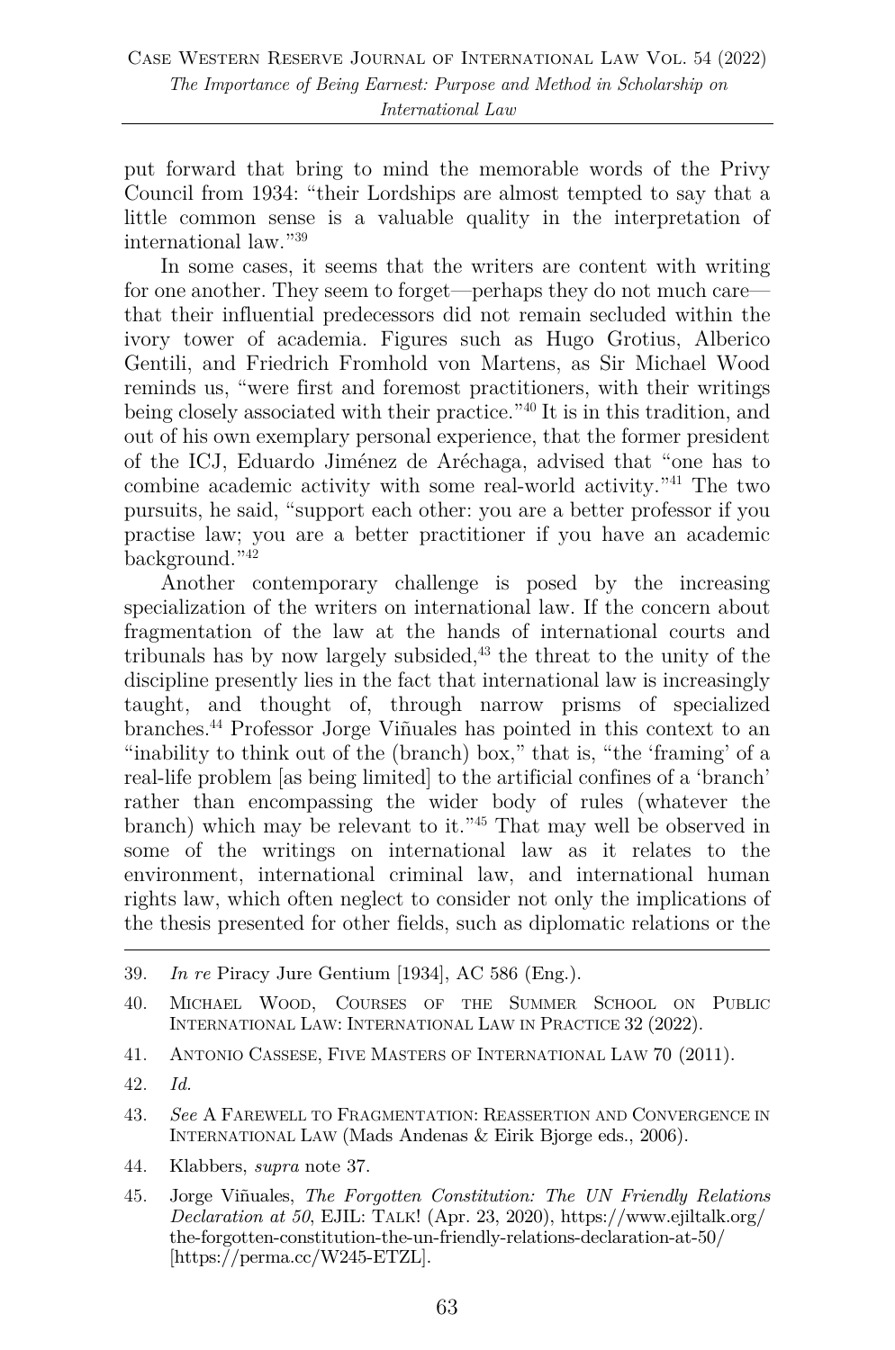put forward that bring to mind the memorable words of the Privy Council from 1934: "their Lordships are almost tempted to say that a little common sense is a valuable quality in the interpretation of international law."[39]

In some cases, it seems that the writers are content with writing for one another. They seem to forget—perhaps they do not much care—that their influential predecessors did not remain secluded within the ivory tower of academia. Figures such as Hugo Grotius, Alberico Gentili, and Friedrich Fromhold von Martens, as Sir Michael Wood reminds us, "were first and foremost practitioners, with their writings being closely associated with their practice."[40] It is in this tradition, and out of his own exemplary personal experience, that the former president of the ICJ, Eduardo Jiménez de Aréchaga, advised that "one has to combine academic activity with some real-world activity."[41] The two pursuits, he said, "support each other: you are a better professor if you practise law; you are a better practitioner if you have an academic background."[42]

Another contemporary challenge is posed by the increasing specialization of the writers on international law. If the concern about fragmentation of the law at the hands of international courts and tribunals has by now largely subsided,[43] the threat to the unity of the discipline presently lies in the fact that international law is increasingly taught, and thought of, through narrow prisms of specialized branches.[44] Professor Jorge Viñuales has pointed in this context to an "inability to think out of the (branch) box," that is, "the 'framing' of a real-life problem [as being limited] to the artificial confines of a 'branch' rather than encompassing the wider body of rules (whatever the branch) which may be relevant to it."[45] That may well be observed in some of the writings on international law as it relates to the environment, international criminal law, and international human rights law, which often neglect to consider not only the implications of the thesis presented for other fields, such as diplomatic relations or the

---

39. *In re* Piracy Jure Gentium [1934], AC 586 (Eng.).

40. Michael Wood, Courses of the Summer School on Public International Law: International Law in Practice 32 (2022).

41. Antonio Cassese, Five Masters of International Law 70 (2011).

42. *Id.*

43. *See* A Farewell to Fragmentation: Reassertion and Convergence in International Law (Mads Andenas & Eirik Bjorge eds., 2006).

44. Klabbers, *supra* note 37.

45. Jorge Viñuales, *The Forgotten Constitution: The UN Friendly Relations Declaration at 50*, EJIL: Talk! (Apr. 23, 2020), https://www.ejiltalk.org/the-forgotten-constitution-the-un-friendly-relations-declaration-at-50/ [https://perma.cc/W245-ETZL].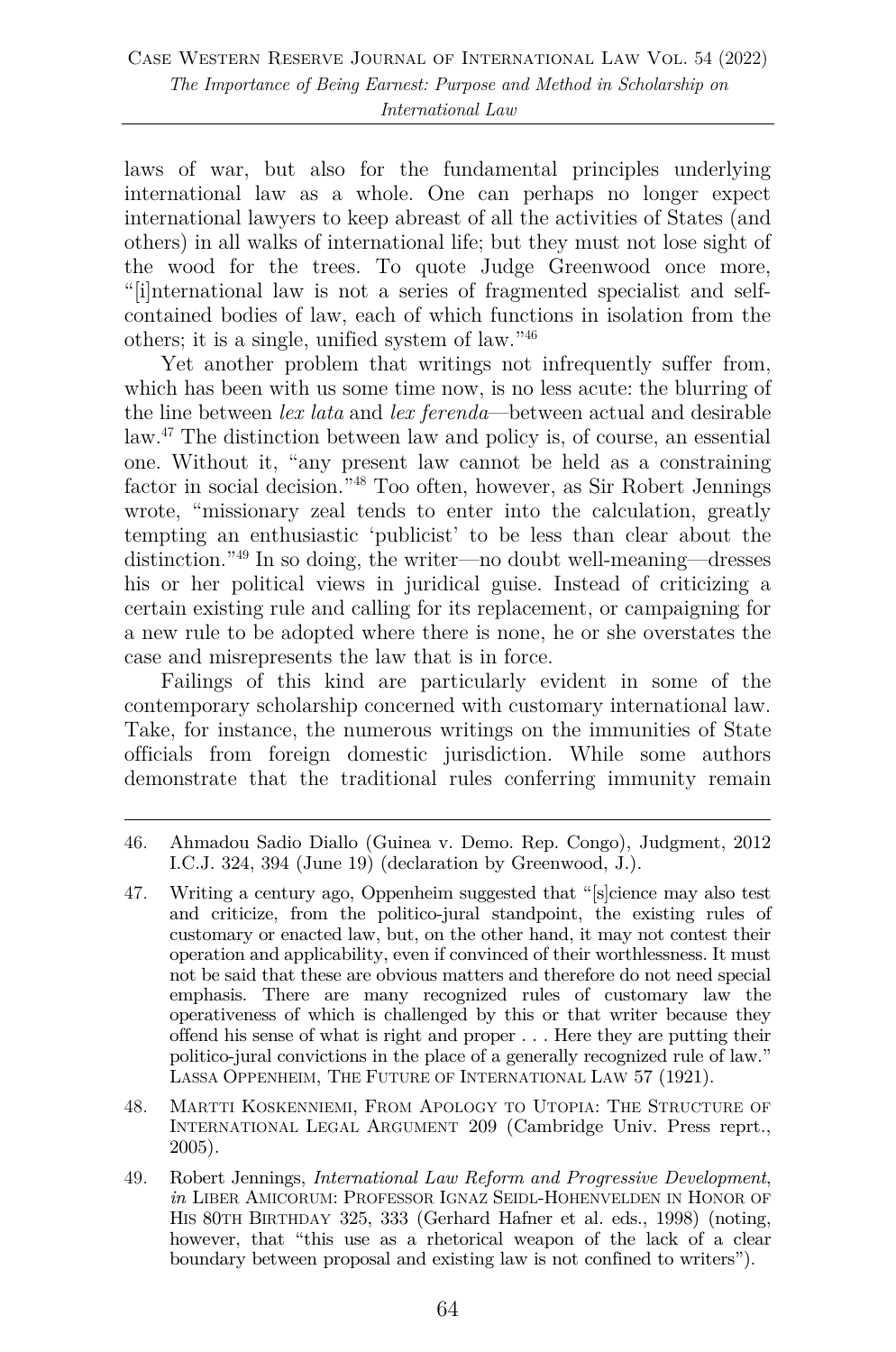laws of war, but also for the fundamental principles underlying international law as a whole. One can perhaps no longer expect international lawyers to keep abreast of all the activities of States (and others) in all walks of international life; but they must not lose sight of the wood for the trees. To quote Judge Greenwood once more, "[i]nternational law is not a series of fragmented specialist and self-contained bodies of law, each of which functions in isolation from the others; it is a single, unified system of law."[46]

Yet another problem that writings not infrequently suffer from, which has been with us some time now, is no less acute: the blurring of the line between *lex lata* and *lex ferenda*—between actual and desirable law.[47] The distinction between law and policy is, of course, an essential one. Without it, "any present law cannot be held as a constraining factor in social decision."[48] Too often, however, as Sir Robert Jennings wrote, "missionary zeal tends to enter into the calculation, greatly tempting an enthusiastic 'publicist' to be less than clear about the distinction."[49] In so doing, the writer—no doubt well-meaning—dresses his or her political views in juridical guise. Instead of criticizing a certain existing rule and calling for its replacement, or campaigning for a new rule to be adopted where there is none, he or she overstates the case and misrepresents the law that is in force.

Failings of this kind are particularly evident in some of the contemporary scholarship concerned with customary international law. Take, for instance, the numerous writings on the immunities of State officials from foreign domestic jurisdiction. While some authors demonstrate that the traditional rules conferring immunity remain

---

46. Ahmadou Sadio Diallo (Guinea v. Demo. Rep. Congo), Judgment, 2012 I.C.J. 324, 394 (June 19) (declaration by Greenwood, J.).

47. Writing a century ago, Oppenheim suggested that "[s]cience may also test and criticize, from the politico-jural standpoint, the existing rules of customary or enacted law, but, on the other hand, it may not contest their operation and applicability, even if convinced of their worthlessness. It must not be said that these are obvious matters and therefore do not need special emphasis. There are many recognized rules of customary law the operativeness of which is challenged by this or that writer because they offend his sense of what is right and proper . . . Here they are putting their politico-jural convictions in the place of a generally recognized rule of law." LASSA OPPENHEIM, THE FUTURE OF INTERNATIONAL LAW 57 (1921).

48. MARTTI KOSKENNIEMI, FROM APOLOGY TO UTOPIA: THE STRUCTURE OF INTERNATIONAL LEGAL ARGUMENT 209 (Cambridge Univ. Press reprt., 2005).

49. Robert Jennings, *International Law Reform and Progressive Development*, *in* LIBER AMICORUM: PROFESSOR IGNAZ SEIDL-HOHENVELDEN IN HONOR OF HIS 80TH BIRTHDAY 325, 333 (Gerhard Hafner et al. eds., 1998) (noting, however, that "this use as a rhetorical weapon of the lack of a clear boundary between proposal and existing law is not confined to writers").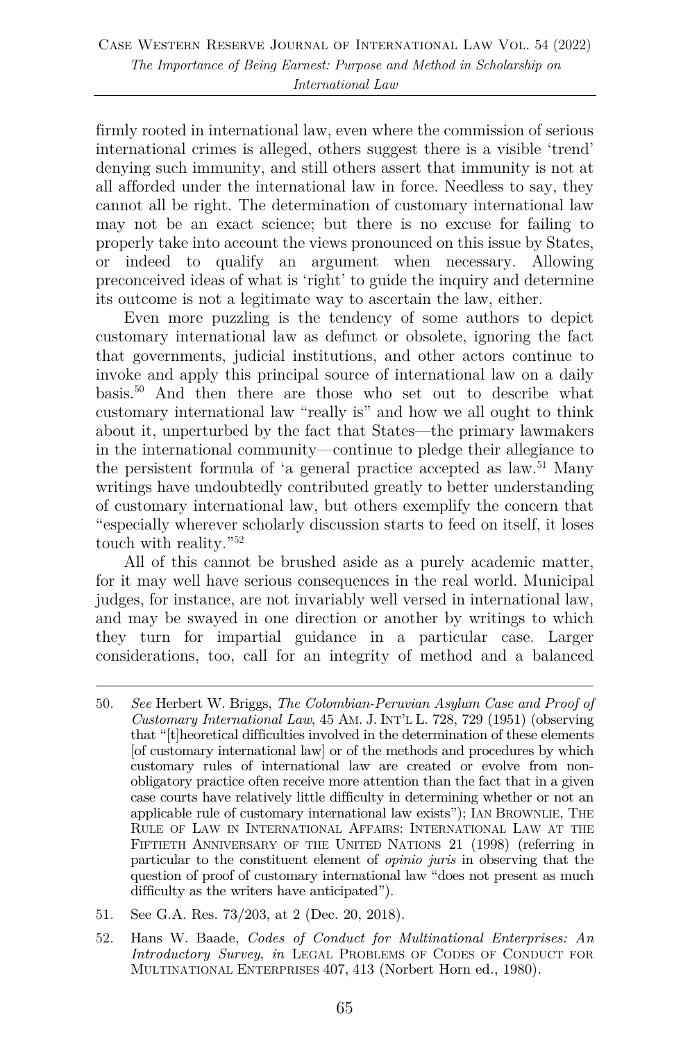firmly rooted in international law, even where the commission of serious international crimes is alleged, others suggest there is a visible 'trend' denying such immunity, and still others assert that immunity is not at all afforded under the international law in force. Needless to say, they cannot all be right. The determination of customary international law may not be an exact science; but there is no excuse for failing to properly take into account the views pronounced on this issue by States, or indeed to qualify an argument when necessary. Allowing preconceived ideas of what is 'right' to guide the inquiry and determine its outcome is not a legitimate way to ascertain the law, either.

Even more puzzling is the tendency of some authors to depict customary international law as defunct or obsolete, ignoring the fact that governments, judicial institutions, and other actors continue to invoke and apply this principal source of international law on a daily basis.[50] And then there are those who set out to describe what customary international law "really is" and how we all ought to think about it, unperturbed by the fact that States—the primary lawmakers in the international community—continue to pledge their allegiance to the persistent formula of 'a general practice accepted as law.[51] Many writings have undoubtedly contributed greatly to better understanding of customary international law, but others exemplify the concern that "especially wherever scholarly discussion starts to feed on itself, it loses touch with reality."[52]

All of this cannot be brushed aside as a purely academic matter, for it may well have serious consequences in the real world. Municipal judges, for instance, are not invariably well versed in international law, and may be swayed in one direction or another by writings to which they turn for impartial guidance in a particular case. Larger considerations, too, call for an integrity of method and a balanced

---

50. *See* Herbert W. Briggs, *The Colombian-Peruvian Asylum Case and Proof of Customary International Law*, 45 AM. J. INT'L L. 728, 729 (1951) (observing that "[t]heoretical difficulties involved in the determination of these elements [of customary international law] or of the methods and procedures by which customary rules of international law are created or evolve from non-obligatory practice often receive more attention than the fact that in a given case courts have relatively little difficulty in determining whether or not an applicable rule of customary international law exists"); IAN BROWNLIE, THE RULE OF LAW IN INTERNATIONAL AFFAIRS: INTERNATIONAL LAW AT THE FIFTIETH ANNIVERSARY OF THE UNITED NATIONS 21 (1998) (referring in particular to the constituent element of *opinio juris* in observing that the question of proof of customary international law "does not present as much difficulty as the writers have anticipated").

51. See G.A. Res. 73/203, at 2 (Dec. 20, 2018).

52. Hans W. Baade, *Codes of Conduct for Multinational Enterprises: An Introductory Survey*, *in* LEGAL PROBLEMS OF CODES OF CONDUCT FOR MULTINATIONAL ENTERPRISES 407, 413 (Norbert Horn ed., 1980).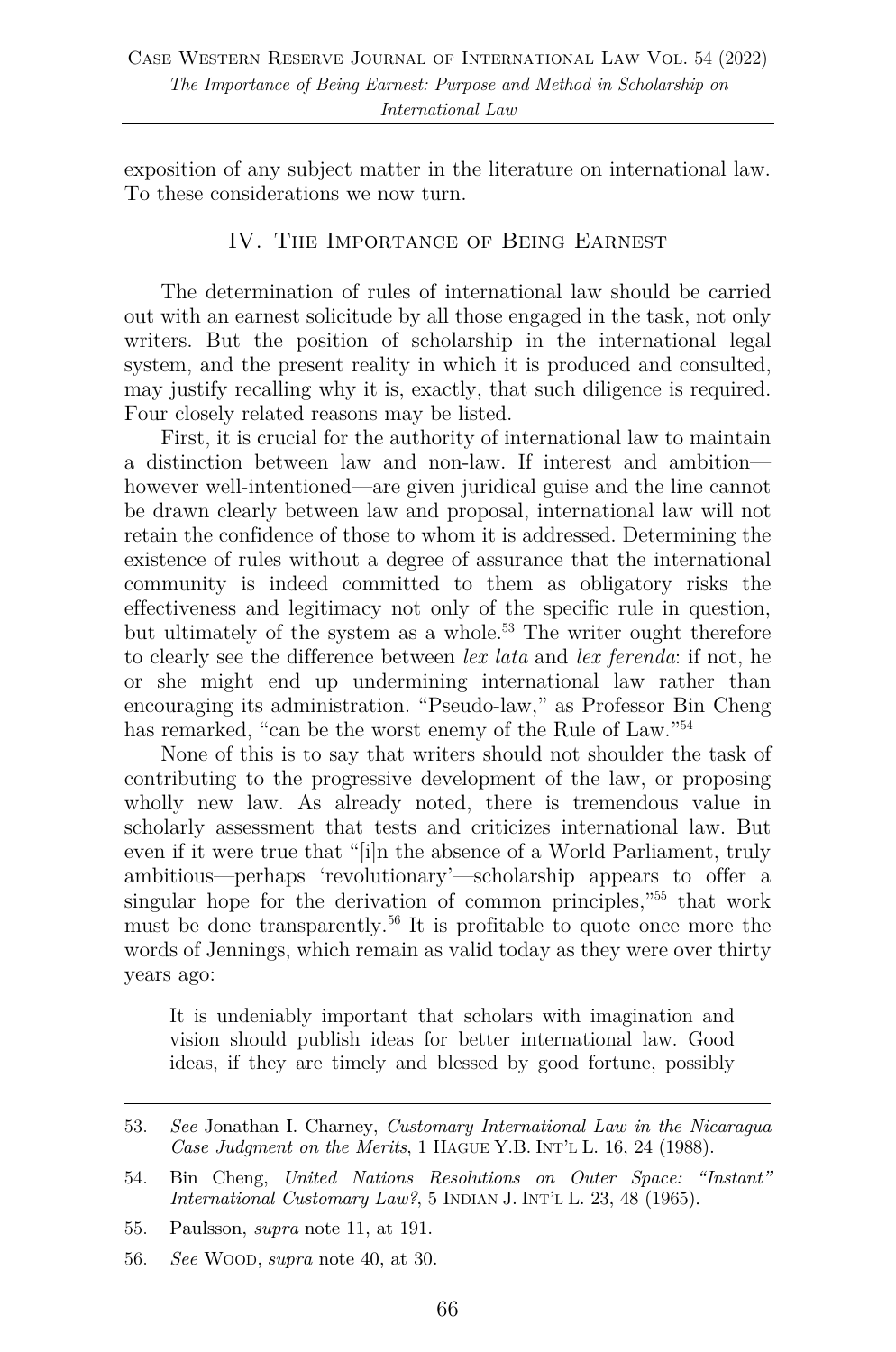exposition of any subject matter in the literature on international law. To these considerations we now turn.

## IV. The Importance of Being Earnest

The determination of rules of international law should be carried out with an earnest solicitude by all those engaged in the task, not only writers. But the position of scholarship in the international legal system, and the present reality in which it is produced and consulted, may justify recalling why it is, exactly, that such diligence is required. Four closely related reasons may be listed.

First, it is crucial for the authority of international law to maintain a distinction between law and non-law. If interest and ambition—however well-intentioned—are given juridical guise and the line cannot be drawn clearly between law and proposal, international law will not retain the confidence of those to whom it is addressed. Determining the existence of rules without a degree of assurance that the international community is indeed committed to them as obligatory risks the effectiveness and legitimacy not only of the specific rule in question, but ultimately of the system as a whole.[53] The writer ought therefore to clearly see the difference between *lex lata* and *lex ferenda*: if not, he or she might end up undermining international law rather than encouraging its administration. "Pseudo-law," as Professor Bin Cheng has remarked, "can be the worst enemy of the Rule of Law."[54]

None of this is to say that writers should not shoulder the task of contributing to the progressive development of the law, or proposing wholly new law. As already noted, there is tremendous value in scholarly assessment that tests and criticizes international law. But even if it were true that "[i]n the absence of a World Parliament, truly ambitious—perhaps 'revolutionary'—scholarship appears to offer a singular hope for the derivation of common principles,"[55] that work must be done transparently.[56] It is profitable to quote once more the words of Jennings, which remain as valid today as they were over thirty years ago:

> It is undeniably important that scholars with imagination and vision should publish ideas for better international law. Good ideas, if they are timely and blessed by good fortune, possibly

---

53. *See* Jonathan I. Charney, *Customary International Law in the Nicaragua Case Judgment on the Merits*, 1 Hague Y.B. Int'l L. 16, 24 (1988).

54. Bin Cheng, *United Nations Resolutions on Outer Space: "Instant" International Customary Law?*, 5 Indian J. Int'l L. 23, 48 (1965).

55. Paulsson, *supra* note 11, at 191.

56. *See* Wood, *supra* note 40, at 30.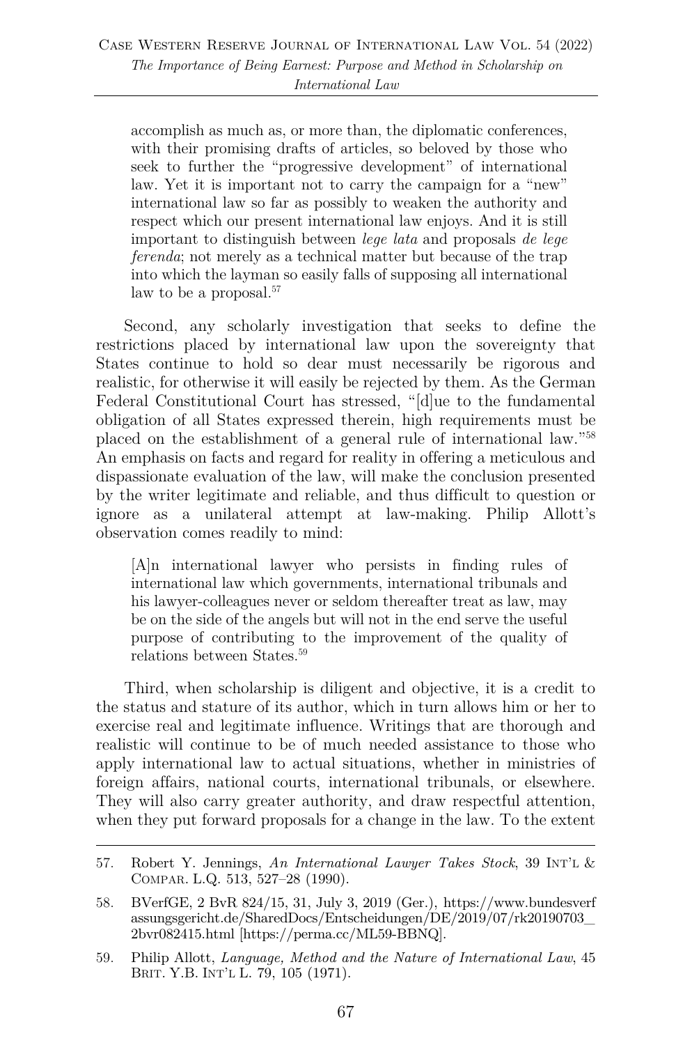> accomplish as much as, or more than, the diplomatic conferences, with their promising drafts of articles, so beloved by those who seek to further the "progressive development" of international law. Yet it is important not to carry the campaign for a "new" international law so far as possibly to weaken the authority and respect which our present international law enjoys. And it is still important to distinguish between *lege lata* and proposals *de lege ferenda*; not merely as a technical matter but because of the trap into which the layman so easily falls of supposing all international law to be a proposal.[57]

Second, any scholarly investigation that seeks to define the restrictions placed by international law upon the sovereignty that States continue to hold so dear must necessarily be rigorous and realistic, for otherwise it will easily be rejected by them. As the German Federal Constitutional Court has stressed, "[d]ue to the fundamental obligation of all States expressed therein, high requirements must be placed on the establishment of a general rule of international law."[58] An emphasis on facts and regard for reality in offering a meticulous and dispassionate evaluation of the law, will make the conclusion presented by the writer legitimate and reliable, and thus difficult to question or ignore as a unilateral attempt at law-making. Philip Allott's observation comes readily to mind:

> [A]n international lawyer who persists in finding rules of international law which governments, international tribunals and his lawyer-colleagues never or seldom thereafter treat as law, may be on the side of the angels but will not in the end serve the useful purpose of contributing to the improvement of the quality of relations between States.[59]

Third, when scholarship is diligent and objective, it is a credit to the status and stature of its author, which in turn allows him or her to exercise real and legitimate influence. Writings that are thorough and realistic will continue to be of much needed assistance to those who apply international law to actual situations, whether in ministries of foreign affairs, national courts, international tribunals, or elsewhere. They will also carry greater authority, and draw respectful attention, when they put forward proposals for a change in the law. To the extent

---

57. Robert Y. Jennings, *An International Lawyer Takes Stock*, 39 INT'L & COMPAR. L.Q. 513, 527–28 (1990).

58. BVerfGE, 2 BvR 824/15, 31, July 3, 2019 (Ger.), https://www.bundesverfassungsgericht.de/SharedDocs/Entscheidungen/DE/2019/07/rk20190703_2bvr082415.html [https://perma.cc/ML59-BBNQ].

59. Philip Allott, *Language, Method and the Nature of International Law*, 45 BRIT. Y.B. INT'L L. 79, 105 (1971).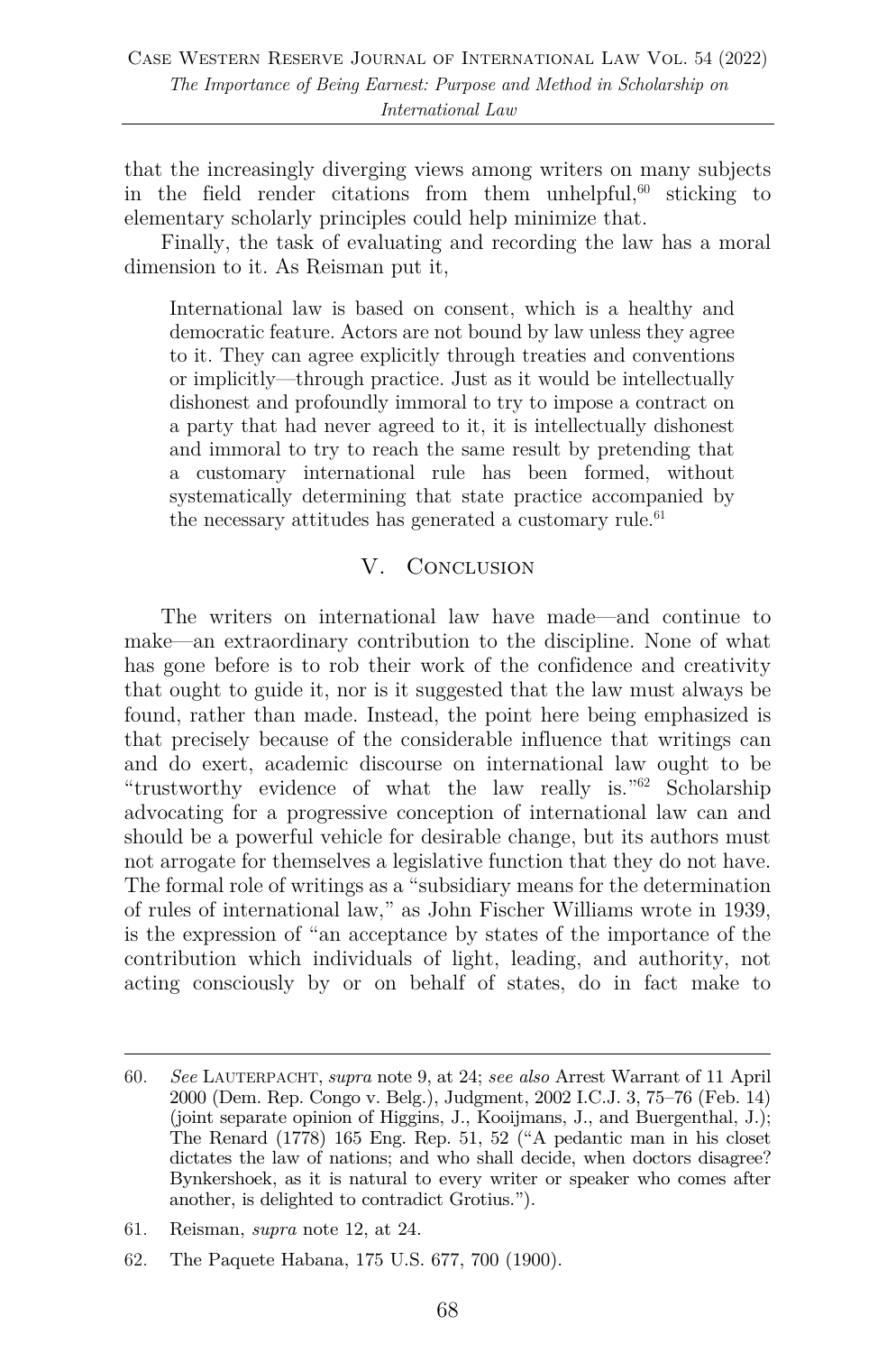that the increasingly diverging views among writers on many subjects in the field render citations from them unhelpful,[60] sticking to elementary scholarly principles could help minimize that.

Finally, the task of evaluating and recording the law has a moral dimension to it. As Reisman put it,

> International law is based on consent, which is a healthy and democratic feature. Actors are not bound by law unless they agree to it. They can agree explicitly through treaties and conventions or implicitly—through practice. Just as it would be intellectually dishonest and profoundly immoral to try to impose a contract on a party that had never agreed to it, it is intellectually dishonest and immoral to try to reach the same result by pretending that a customary international rule has been formed, without systematically determining that state practice accompanied by the necessary attitudes has generated a customary rule.[61]

## V. Conclusion

The writers on international law have made—and continue to make—an extraordinary contribution to the discipline. None of what has gone before is to rob their work of the confidence and creativity that ought to guide it, nor is it suggested that the law must always be found, rather than made. Instead, the point here being emphasized is that precisely because of the considerable influence that writings can and do exert, academic discourse on international law ought to be "trustworthy evidence of what the law really is."[62] Scholarship advocating for a progressive conception of international law can and should be a powerful vehicle for desirable change, but its authors must not arrogate for themselves a legislative function that they do not have. The formal role of writings as a "subsidiary means for the determination of rules of international law," as John Fischer Williams wrote in 1939, is the expression of "an acceptance by states of the importance of the contribution which individuals of light, leading, and authority, not acting consciously by or on behalf of states, do in fact make to

---

60. *See* Lauterpacht, *supra* note 9, at 24; *see also* Arrest Warrant of 11 April 2000 (Dem. Rep. Congo v. Belg.), Judgment, 2002 I.C.J. 3, 75–76 (Feb. 14) (joint separate opinion of Higgins, J., Kooijmans, J., and Buergenthal, J.); The Renard (1778) 165 Eng. Rep. 51, 52 ("A pedantic man in his closet dictates the law of nations; and who shall decide, when doctors disagree? Bynkershoek, as it is natural to every writer or speaker who comes after another, is delighted to contradict Grotius.").

61. Reisman, *supra* note 12, at 24.

62. The Paquete Habana, 175 U.S. 677, 700 (1900).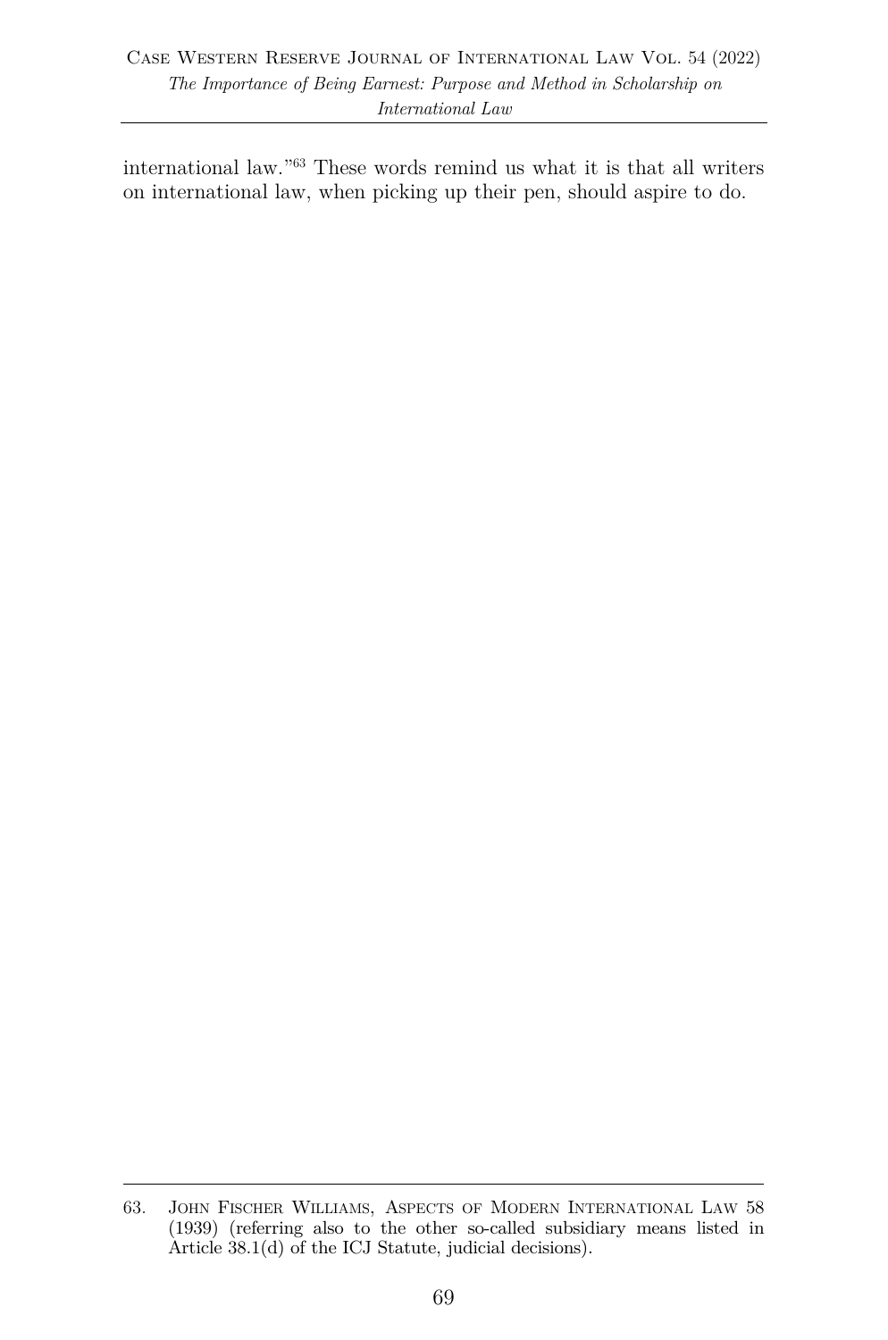international law."[63] These words remind us what it is that all writers on international law, when picking up their pen, should aspire to do.

---

63. JOHN FISCHER WILLIAMS, ASPECTS OF MODERN INTERNATIONAL LAW 58 (1939) (referring also to the other so-called subsidiary means listed in Article 38.1(d) of the ICJ Statute, judicial decisions).